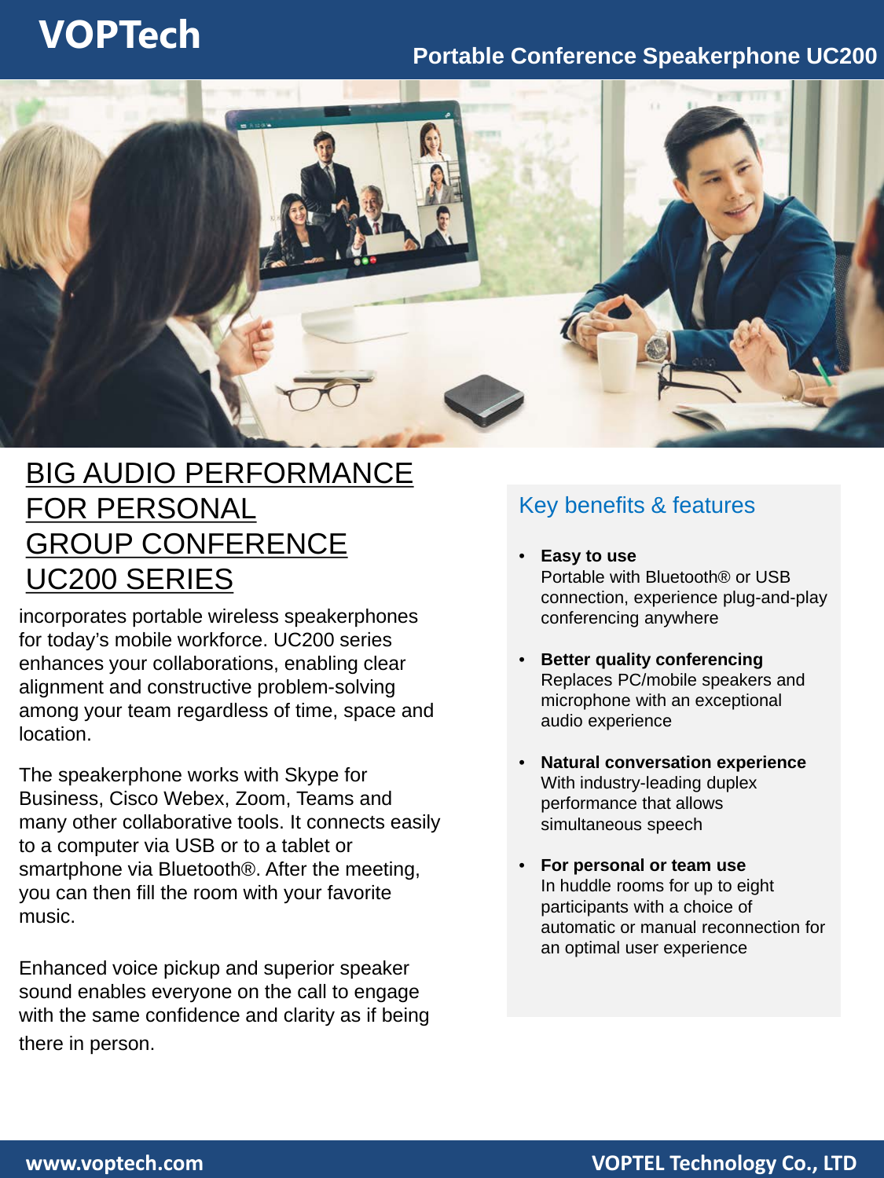# VOPTech

## Portable Conference Speakerphone UC200

# BIG AUDIO PERFORMANCE FOR PERSONAL GROUP CONFERENCE UC200 SERIES

incorporates portable wireless speakerphones for today's mobile workforce. UC200 series enhances your collaborations, enabling clear alignment and constructive problem-solving among your team regardless of time, space and location.

The speakerphone works with Skype for Business, Cisco Webex, Zoom, Teams and many other collaborative tools. It connects easily to a computer via USB or to a tablet or smartphone via Bluetooth®. After the meeting, you can then fill the room with your favorite music.

Enhanced voice pickup and superior speaker sound enables everyone on the call to engage with the same confidence and clarity as if being there in person.

## Key benefits & features

- **Easy to use**
  Portable with Bluetooth® or USB connection, experience plug-and-play conferencing anywhere

- **Better quality conferencing**
  Replaces PC/mobile speakers and microphone with an exceptional audio experience

- **Natural conversation experience**
  With industry-leading duplex performance that allows simultaneous speech

- **For personal or team use**
  In huddle rooms for up to eight participants with a choice of automatic or manual reconnection for an optimal user experience

www.voptech.com — VOPTEL Technology Co., LTD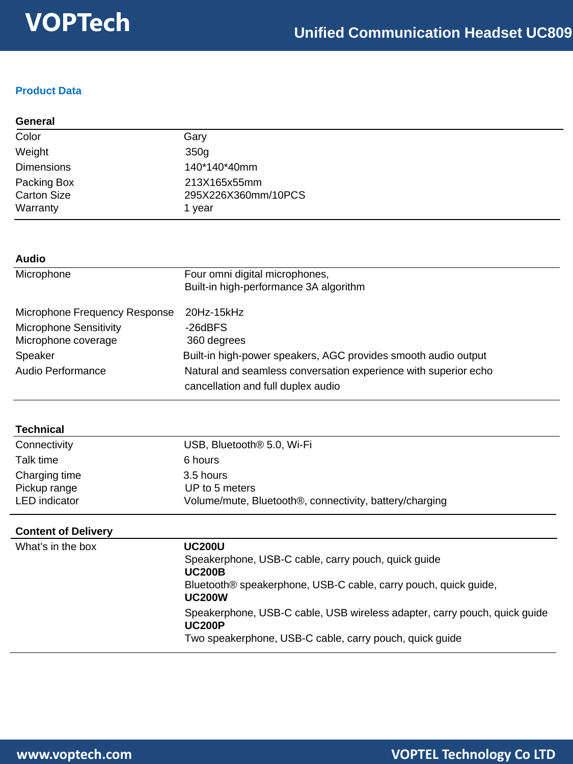## Product Data

### General

| | |
|---|---|
| Color | Gary |
| Weight | 350g |
| Dimensions | 140\*140\*40mm |
| Packing Box | 213X165x55mm |
| Carton Size | 295X226X360mm/10PCS |
| Warranty | 1 year |

### Audio

| | |
|---|---|
| Microphone | Four omni digital microphones,<br>Built-in high-performance 3A algorithm |
| Microphone Frequency Response | 20Hz-15kHz |
| Microphone Sensitivity | -26dBFS |
| Microphone coverage | 360 degrees |
| Speaker | Built-in high-power speakers, AGC provides smooth audio output |
| Audio Performance | Natural and seamless conversation experience with superior echo cancellation and full duplex audio |

### Technical

| | |
|---|---|
| Connectivity | USB, Bluetooth® 5.0, Wi-Fi |
| Talk time | 6 hours |
| Charging time | 3.5 hours |
| Pickup range | UP to 5 meters |
| LED indicator | Volume/mute, Bluetooth®, connectivity, battery/charging |

### Content of Delivery

| | |
|---|---|
| What's in the box | **UC200U**<br>Speakerphone, USB-C cable, carry pouch, quick guide<br>**UC200B**<br>Bluetooth® speakerphone, USB-C cable, carry pouch, quick guide,<br>**UC200W**<br>Speakerphone, USB-C cable, USB wireless adapter, carry pouch, quick guide<br>**UC200P**<br>Two speakerphone, USB-C cable, carry pouch, quick guide |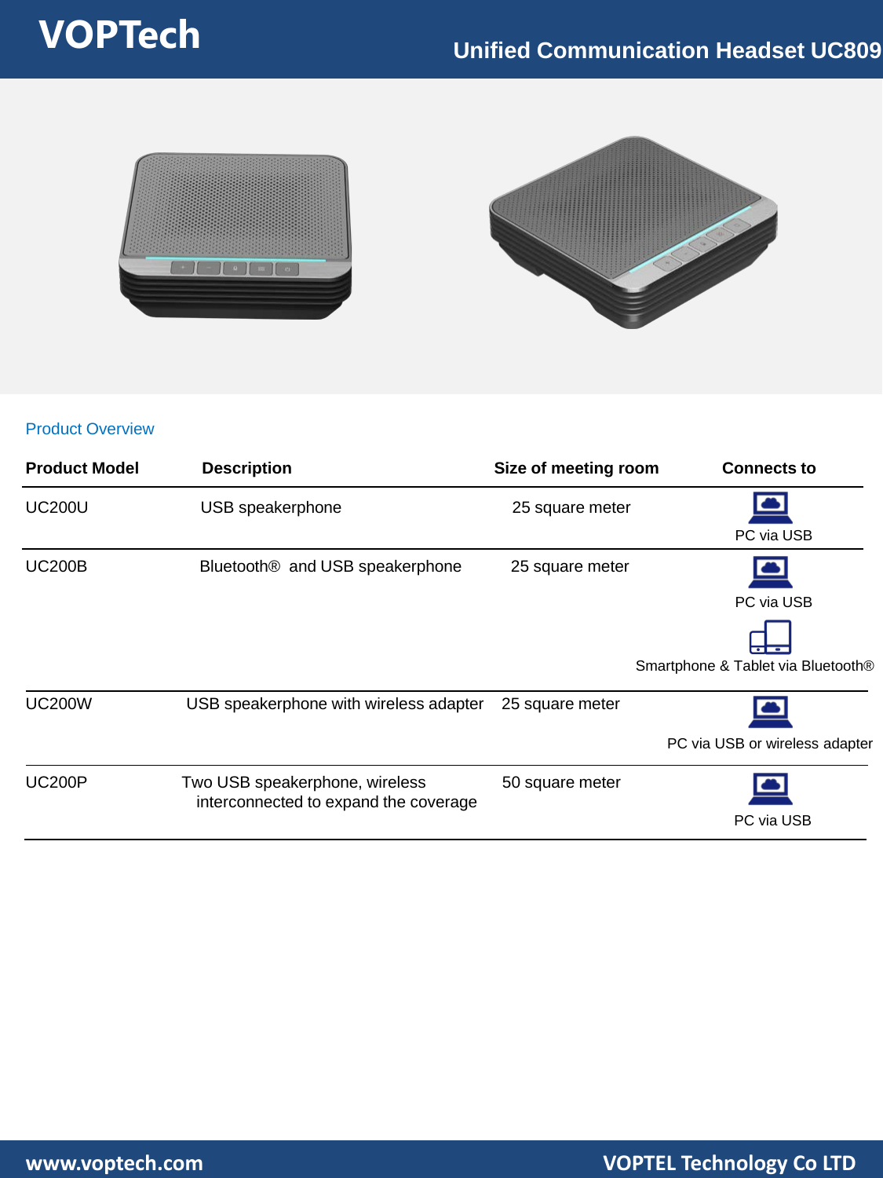## Product Overview

| Product Model | Description | Size of meeting room | Connects to |
|---|---|---|---|
| UC200U | USB speakerphone | 25 square meter | PC via USB |
| UC200B | Bluetooth®  and USB speakerphone | 25 square meter | PC via USB<br>Smartphone & Tablet via Bluetooth® |
| UC200W | USB speakerphone with wireless adapter | 25 square meter | PC via USB or wireless adapter |
| UC200P | Two USB speakerphone, wireless interconnected to expand the coverage | 50 square meter | PC via USB |